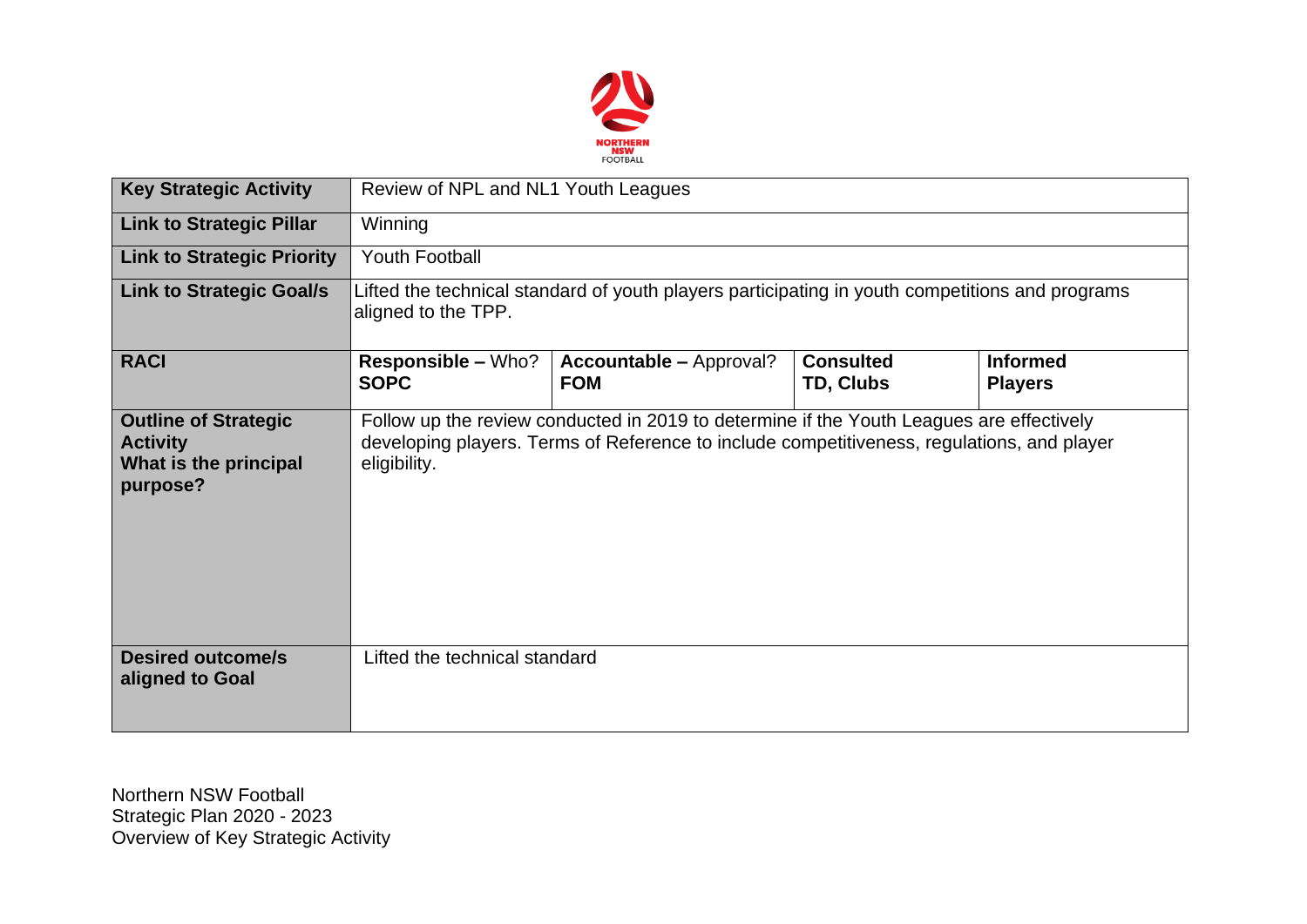| Key Strategic Activity | Review of NPL and NL1 Youth Leagues | | | |
|---|---|---|---|---|
| **Link to Strategic Pillar** | Winning | | | |
| **Link to Strategic Priority** | Youth Football | | | |
| **Link to Strategic Goal/s** | Lifted the technical standard of youth players participating in youth competitions and programs aligned to the TPP. | | | |
| **RACI** | **Responsible –** Who? **SOPC** | **Accountable –** Approval? **FOM** | **Consulted** **TD, Clubs** | **Informed** **Players** |
| **Outline of Strategic Activity What is the principal purpose?** | Follow up the review conducted in 2019 to determine if the Youth Leagues are effectively developing players. Terms of Reference to include competitiveness, regulations, and player eligibility. | | | |
| **Desired outcome/s aligned to Goal** | Lifted the technical standard | | | |

Northern NSW Football
Strategic Plan 2020 - 2023
Overview of Key Strategic Activity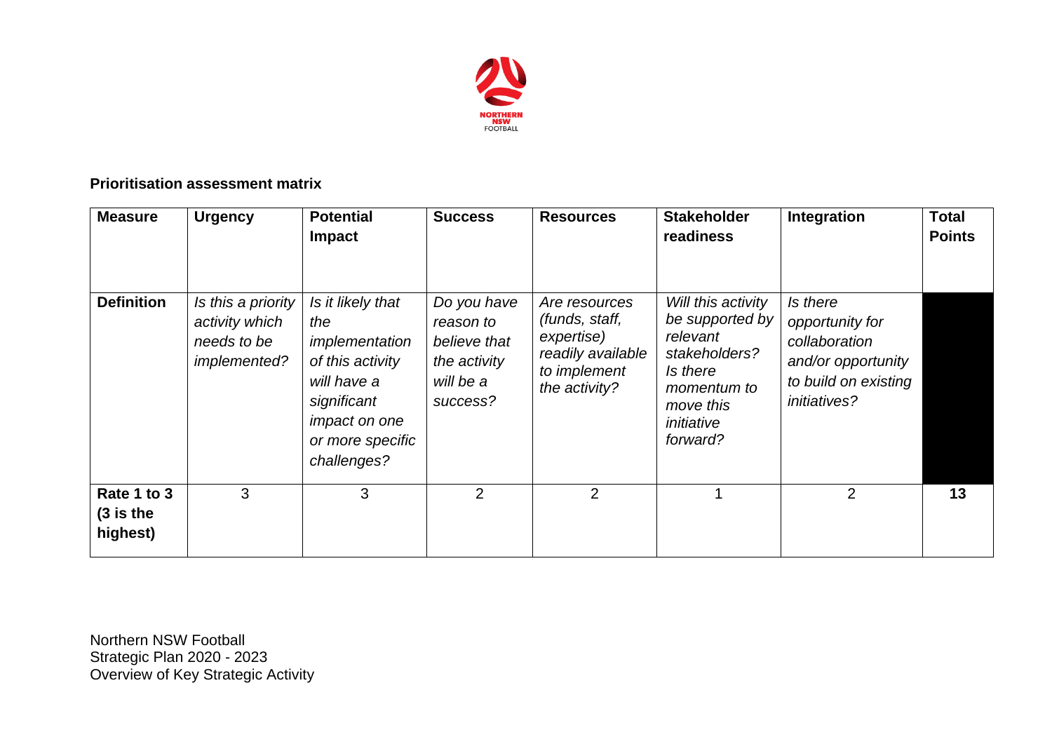**Prioritisation assessment matrix**

| Measure | Urgency | Potential Impact | Success | Resources | Stakeholder readiness | Integration | Total Points |
|---|---|---|---|---|---|---|---|
| **Definition** | *Is this a priority activity which needs to be implemented?* | *Is it likely that the implementation of this activity will have a significant impact on one or more specific challenges?* | *Do you have reason to believe that the activity will be a success?* | *Are resources (funds, staff, expertise) readily available to implement the activity?* | *Will this activity be supported by relevant stakeholders? Is there momentum to move this initiative forward?* | *Is there opportunity for collaboration and/or opportunity to build on existing initiatives?* | |
| **Rate 1 to 3 (3 is the highest)** | 3 | 3 | 2 | 2 | 1 | 2 | **13** |

Northern NSW Football
Strategic Plan 2020 - 2023
Overview of Key Strategic Activity